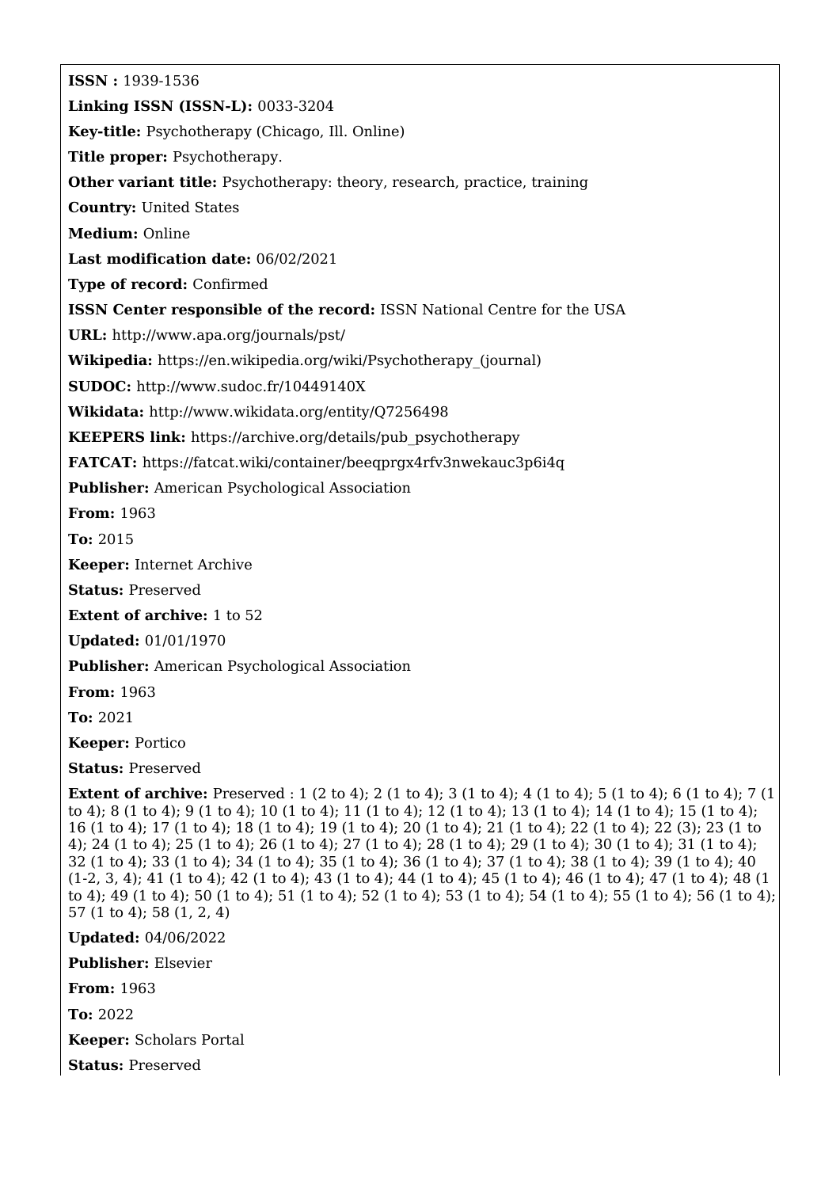**ISSN :** 1939-1536

**Linking ISSN (ISSN-L):** 0033-3204

**Key-title:** Psychotherapy (Chicago, Ill. Online)

**Title proper:** Psychotherapy.

**Other variant title:** Psychotherapy: theory, research, practice, training

**Country:** United States

**Medium:** Online

**Last modification date:** 06/02/2021

**Type of record:** Confirmed

**ISSN Center responsible of the record:** ISSN National Centre for the USA

**URL:** http://www.apa.org/journals/pst/

**Wikipedia:** https://en.wikipedia.org/wiki/Psychotherapy_(journal)

**SUDOC:** http://www.sudoc.fr/10449140X

**Wikidata:** http://www.wikidata.org/entity/Q7256498

**KEEPERS link:** https://archive.org/details/pub_psychotherapy

**FATCAT:** https://fatcat.wiki/container/beeqprgx4rfv3nwekauc3p6i4q

**Publisher:** American Psychological Association

**From:** 1963

**To:** 2015

**Keeper:** Internet Archive

**Status:** Preserved

**Extent of archive:** 1 to 52

**Updated:** 01/01/1970

**Publisher:** American Psychological Association

**From:** 1963

**To:** 2021

**Keeper:** Portico

**Status:** Preserved

**Extent of archive:** Preserved : 1 (2 to 4); 2 (1 to 4); 3 (1 to 4); 4 (1 to 4); 5 (1 to 4); 6 (1 to 4); 7 (1 to 4); 8 (1 to 4); 9 (1 to 4); 10 (1 to 4); 11 (1 to 4); 12 (1 to 4); 13 (1 to 4); 14 (1 to 4); 15 (1 to 4); 16 (1 to 4); 17 (1 to 4); 18 (1 to 4); 19 (1 to 4); 20 (1 to 4); 21 (1 to 4); 22 (1 to 4); 22 (3); 23 (1 to 4); 24 (1 to 4); 25 (1 to 4); 26 (1 to 4); 27 (1 to 4); 28 (1 to 4); 29 (1 to 4); 30 (1 to 4); 31 (1 to 4); 32 (1 to 4); 33 (1 to 4); 34 (1 to 4); 35 (1 to 4); 36 (1 to 4); 37 (1 to 4); 38 (1 to 4); 39 (1 to 4); 40 (1-2, 3, 4); 41 (1 to 4); 42 (1 to 4); 43 (1 to 4); 44 (1 to 4); 45 (1 to 4); 46 (1 to 4); 47 (1 to 4); 48 (1 to 4); 49 (1 to 4); 50 (1 to 4); 51 (1 to 4); 52 (1 to 4); 53 (1 to 4); 54 (1 to 4); 55 (1 to 4); 56 (1 to 4); 57 (1 to 4); 58 (1, 2, 4)

**Updated:** 04/06/2022

**Publisher:** Elsevier

**From:** 1963

**To:** 2022

**Keeper:** Scholars Portal

**Status:** Preserved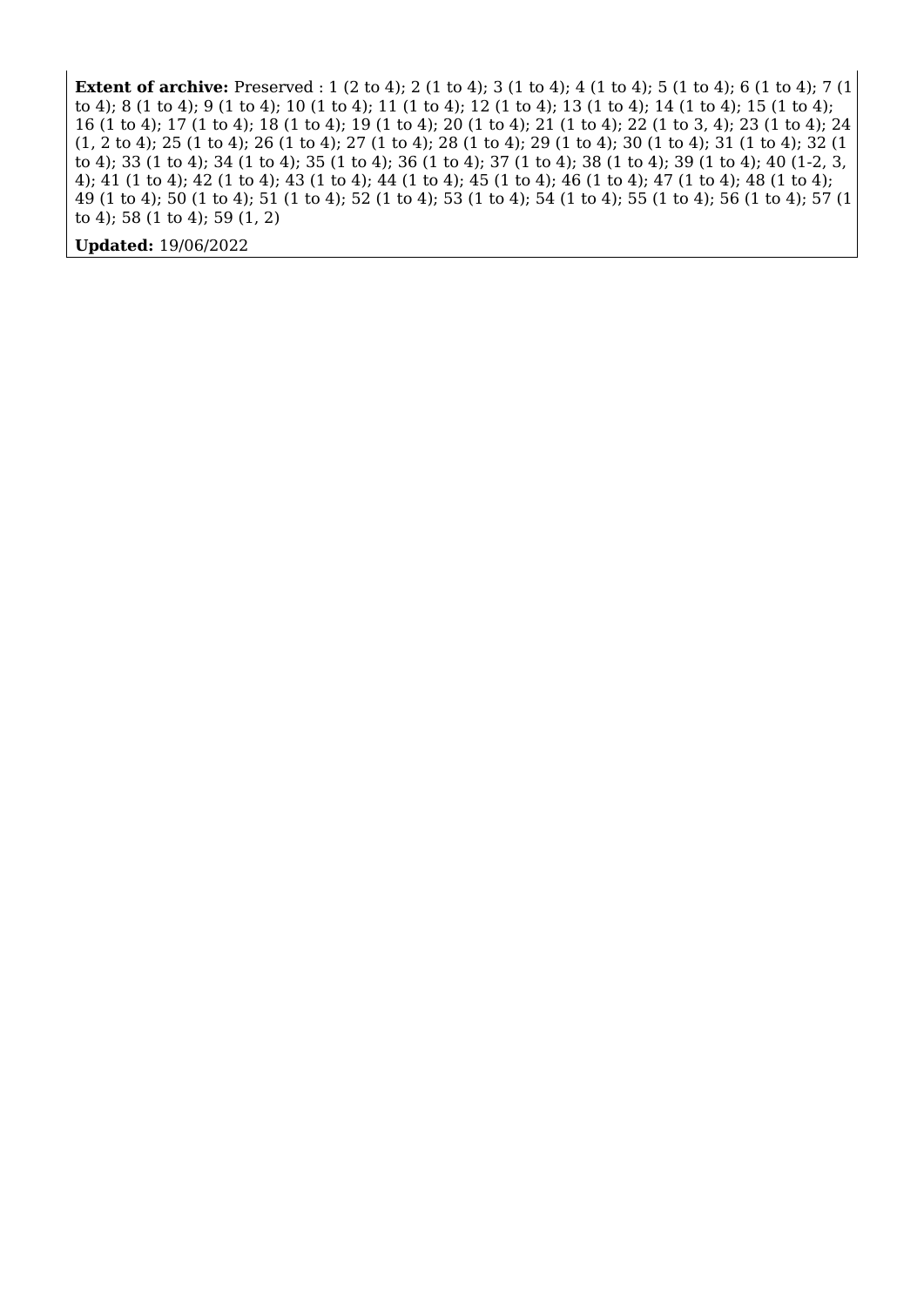**Extent of archive:** Preserved : 1 (2 to 4); 2 (1 to 4); 3 (1 to 4); 4 (1 to 4); 5 (1 to 4); 6 (1 to 4); 7 (1 to 4); 8 (1 to 4); 9 (1 to 4); 10 (1 to 4); 11 (1 to 4); 12 (1 to 4); 13 (1 to 4); 14 (1 to 4); 15 (1 to 4); 16 (1 to 4); 17 (1 to 4); 18 (1 to 4); 19 (1 to 4); 20 (1 to 4); 21 (1 to 4); 22 (1 to 3, 4); 23 (1 to 4); 24 (1, 2 to 4); 25 (1 to 4); 26 (1 to 4); 27 (1 to 4); 28 (1 to 4); 29 (1 to 4); 30 (1 to 4); 31 (1 to 4); 32 (1 to 4); 33 (1 to 4); 34 (1 to 4); 35 (1 to 4); 36 (1 to 4); 37 (1 to 4); 38 (1 to 4); 39 (1 to 4); 40 (1-2, 3, 4); 41 (1 to 4); 42 (1 to 4); 43 (1 to 4); 44 (1 to 4); 45 (1 to 4); 46 (1 to 4); 47 (1 to 4); 48 (1 to 4); 49 (1 to 4); 50 (1 to 4); 51 (1 to 4); 52 (1 to 4); 53 (1 to 4); 54 (1 to 4); 55 (1 to 4); 56 (1 to 4); 57 (1 to 4); 58 (1 to 4); 59 (1, 2)

**Updated:** 19/06/2022